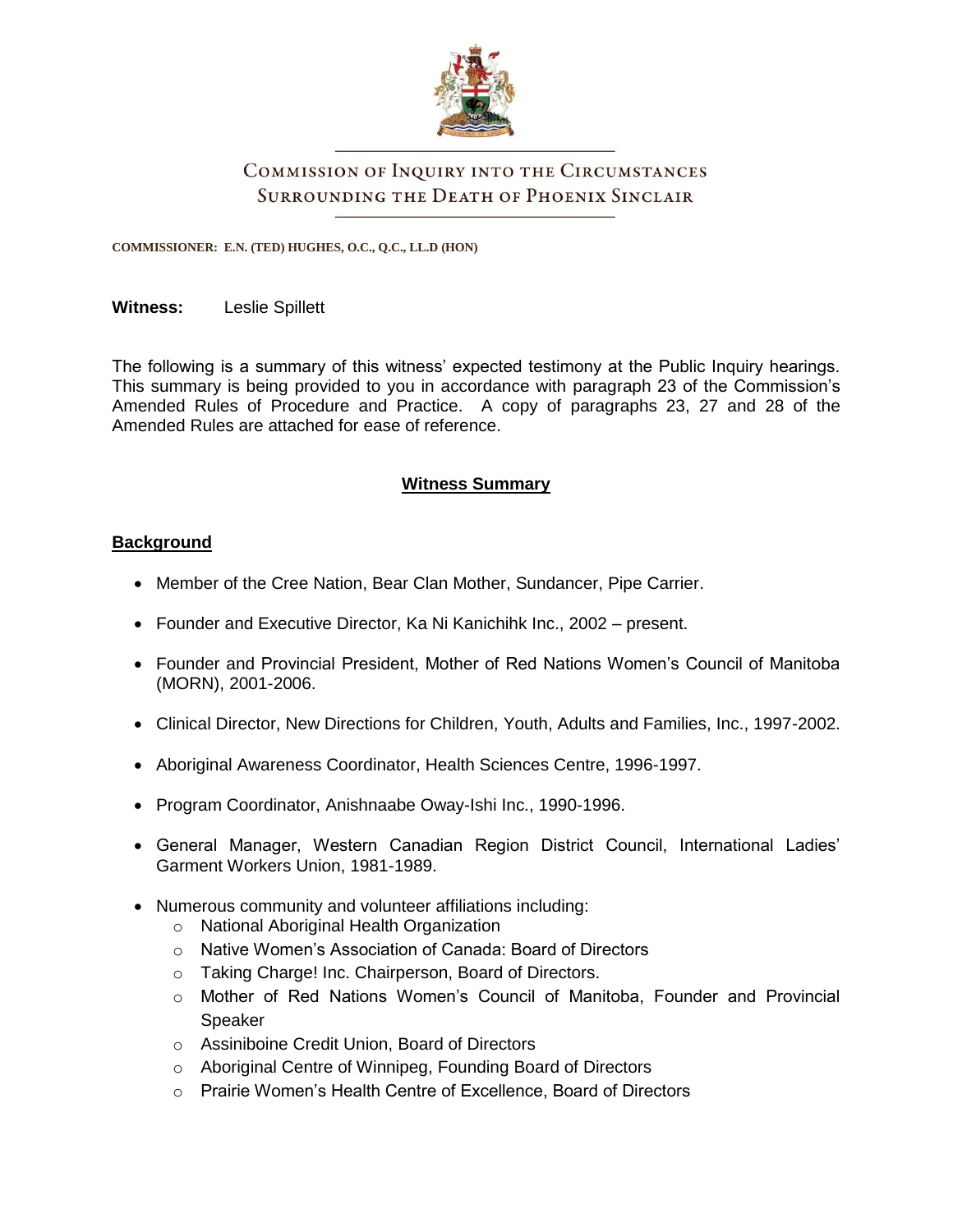# Commission of Inquiry into the Circumstances Surrounding the Death of Phoenix Sinclair

**COMMISSIONER: E.N. (TED) HUGHES, O.C., Q.C., LL.D (HON)**

**Witness:** Leslie Spillett

The following is a summary of this witness' expected testimony at the Public Inquiry hearings. This summary is being provided to you in accordance with paragraph 23 of the Commission's Amended Rules of Procedure and Practice. A copy of paragraphs 23, 27 and 28 of the Amended Rules are attached for ease of reference.

## Witness Summary

### Background

- Member of the Cree Nation, Bear Clan Mother, Sundancer, Pipe Carrier.
- Founder and Executive Director, Ka Ni Kanichihk Inc., 2002 – present.
- Founder and Provincial President, Mother of Red Nations Women's Council of Manitoba (MORN), 2001-2006.
- Clinical Director, New Directions for Children, Youth, Adults and Families, Inc., 1997-2002.
- Aboriginal Awareness Coordinator, Health Sciences Centre, 1996-1997.
- Program Coordinator, Anishnaabe Oway-Ishi Inc., 1990-1996.
- General Manager, Western Canadian Region District Council, International Ladies' Garment Workers Union, 1981-1989.
- Numerous community and volunteer affiliations including:
  - National Aboriginal Health Organization
  - Native Women's Association of Canada: Board of Directors
  - Taking Charge! Inc. Chairperson, Board of Directors.
  - Mother of Red Nations Women's Council of Manitoba, Founder and Provincial Speaker
  - Assiniboine Credit Union, Board of Directors
  - Aboriginal Centre of Winnipeg, Founding Board of Directors
  - Prairie Women's Health Centre of Excellence, Board of Directors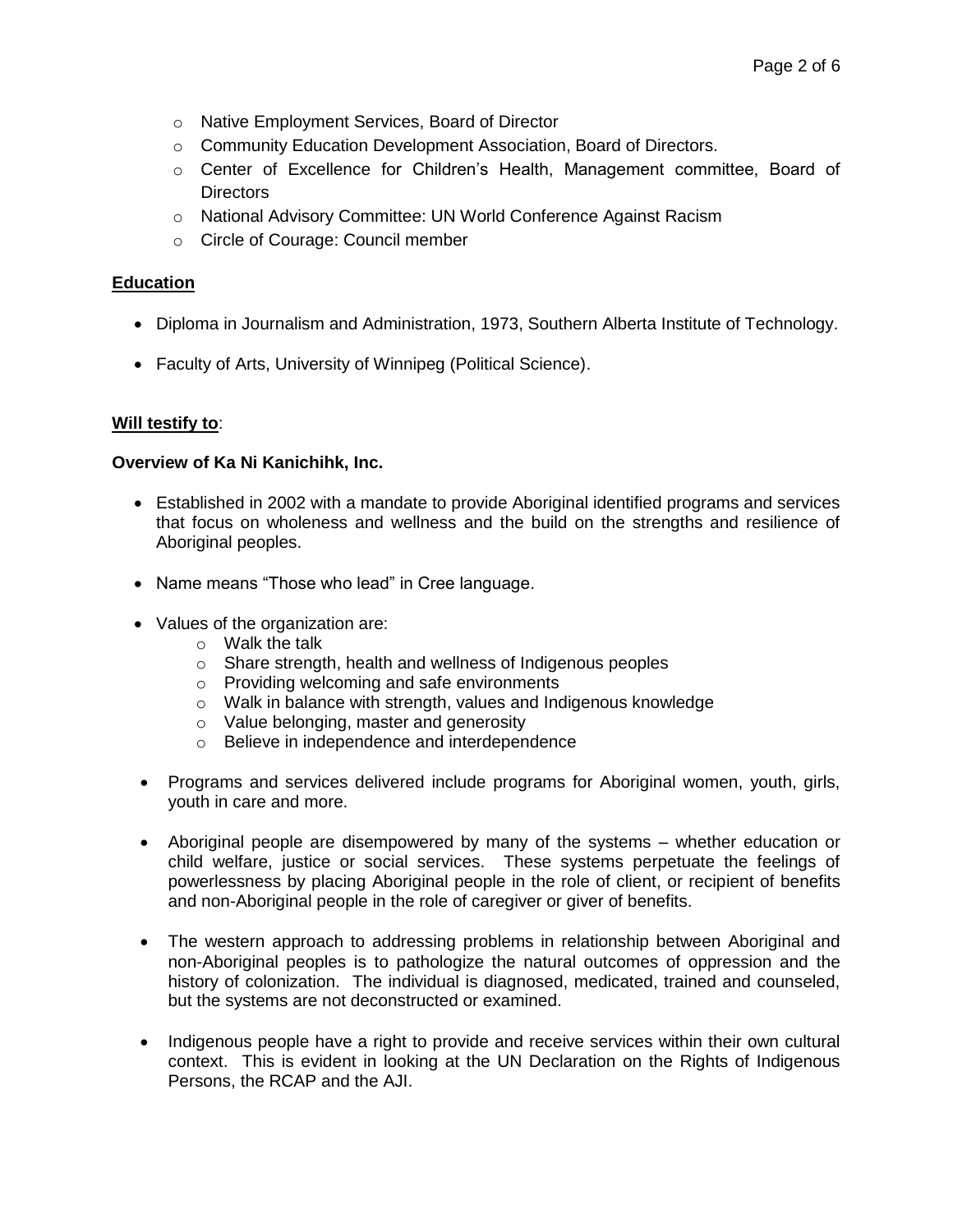- Native Employment Services, Board of Director
  - Community Education Development Association, Board of Directors.
  - Center of Excellence for Children's Health, Management committee, Board of Directors
  - National Advisory Committee: UN World Conference Against Racism
  - Circle of Courage: Council member

**Education**

- Diploma in Journalism and Administration, 1973, Southern Alberta Institute of Technology.
- Faculty of Arts, University of Winnipeg (Political Science).

**Will testify to**:

**Overview of Ka Ni Kanichihk, Inc.**

- Established in 2002 with a mandate to provide Aboriginal identified programs and services that focus on wholeness and wellness and the build on the strengths and resilience of Aboriginal peoples.
- Name means "Those who lead" in Cree language.
- Values of the organization are:
  - Walk the talk
  - Share strength, health and wellness of Indigenous peoples
  - Providing welcoming and safe environments
  - Walk in balance with strength, values and Indigenous knowledge
  - Value belonging, master and generosity
  - Believe in independence and interdependence
- Programs and services delivered include programs for Aboriginal women, youth, girls, youth in care and more.
- Aboriginal people are disempowered by many of the systems – whether education or child welfare, justice or social services. These systems perpetuate the feelings of powerlessness by placing Aboriginal people in the role of client, or recipient of benefits and non-Aboriginal people in the role of caregiver or giver of benefits.
- The western approach to addressing problems in relationship between Aboriginal and non-Aboriginal peoples is to pathologize the natural outcomes of oppression and the history of colonization. The individual is diagnosed, medicated, trained and counseled, but the systems are not deconstructed or examined.
- Indigenous people have a right to provide and receive services within their own cultural context. This is evident in looking at the UN Declaration on the Rights of Indigenous Persons, the RCAP and the AJI.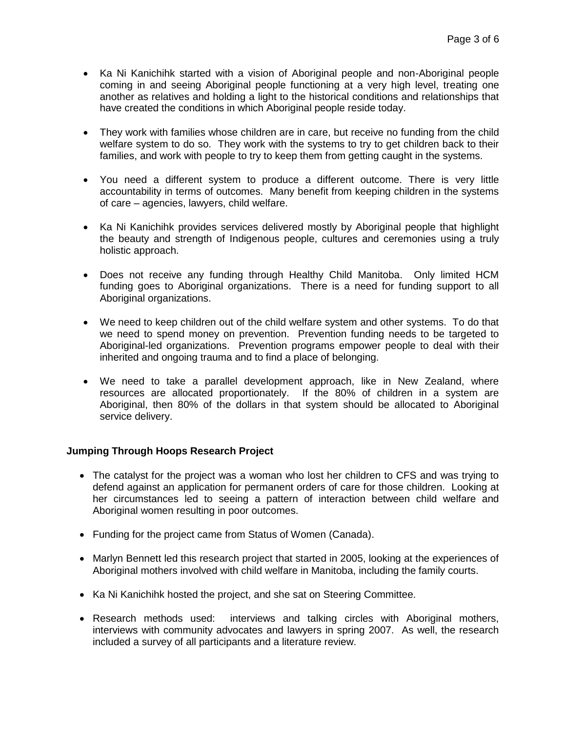- Ka Ni Kanichihk started with a vision of Aboriginal people and non-Aboriginal people coming in and seeing Aboriginal people functioning at a very high level, treating one another as relatives and holding a light to the historical conditions and relationships that have created the conditions in which Aboriginal people reside today.

- They work with families whose children are in care, but receive no funding from the child welfare system to do so. They work with the systems to try to get children back to their families, and work with people to try to keep them from getting caught in the systems.

- You need a different system to produce a different outcome. There is very little accountability in terms of outcomes. Many benefit from keeping children in the systems of care – agencies, lawyers, child welfare.

- Ka Ni Kanichihk provides services delivered mostly by Aboriginal people that highlight the beauty and strength of Indigenous people, cultures and ceremonies using a truly holistic approach.

- Does not receive any funding through Healthy Child Manitoba. Only limited HCM funding goes to Aboriginal organizations. There is a need for funding support to all Aboriginal organizations.

- We need to keep children out of the child welfare system and other systems. To do that we need to spend money on prevention. Prevention funding needs to be targeted to Aboriginal-led organizations. Prevention programs empower people to deal with their inherited and ongoing trauma and to find a place of belonging.

- We need to take a parallel development approach, like in New Zealand, where resources are allocated proportionately. If the 80% of children in a system are Aboriginal, then 80% of the dollars in that system should be allocated to Aboriginal service delivery.

**Jumping Through Hoops Research Project**

- The catalyst for the project was a woman who lost her children to CFS and was trying to defend against an application for permanent orders of care for those children. Looking at her circumstances led to seeing a pattern of interaction between child welfare and Aboriginal women resulting in poor outcomes.

- Funding for the project came from Status of Women (Canada).

- Marlyn Bennett led this research project that started in 2005, looking at the experiences of Aboriginal mothers involved with child welfare in Manitoba, including the family courts.

- Ka Ni Kanichihk hosted the project, and she sat on Steering Committee.

- Research methods used: interviews and talking circles with Aboriginal mothers, interviews with community advocates and lawyers in spring 2007. As well, the research included a survey of all participants and a literature review.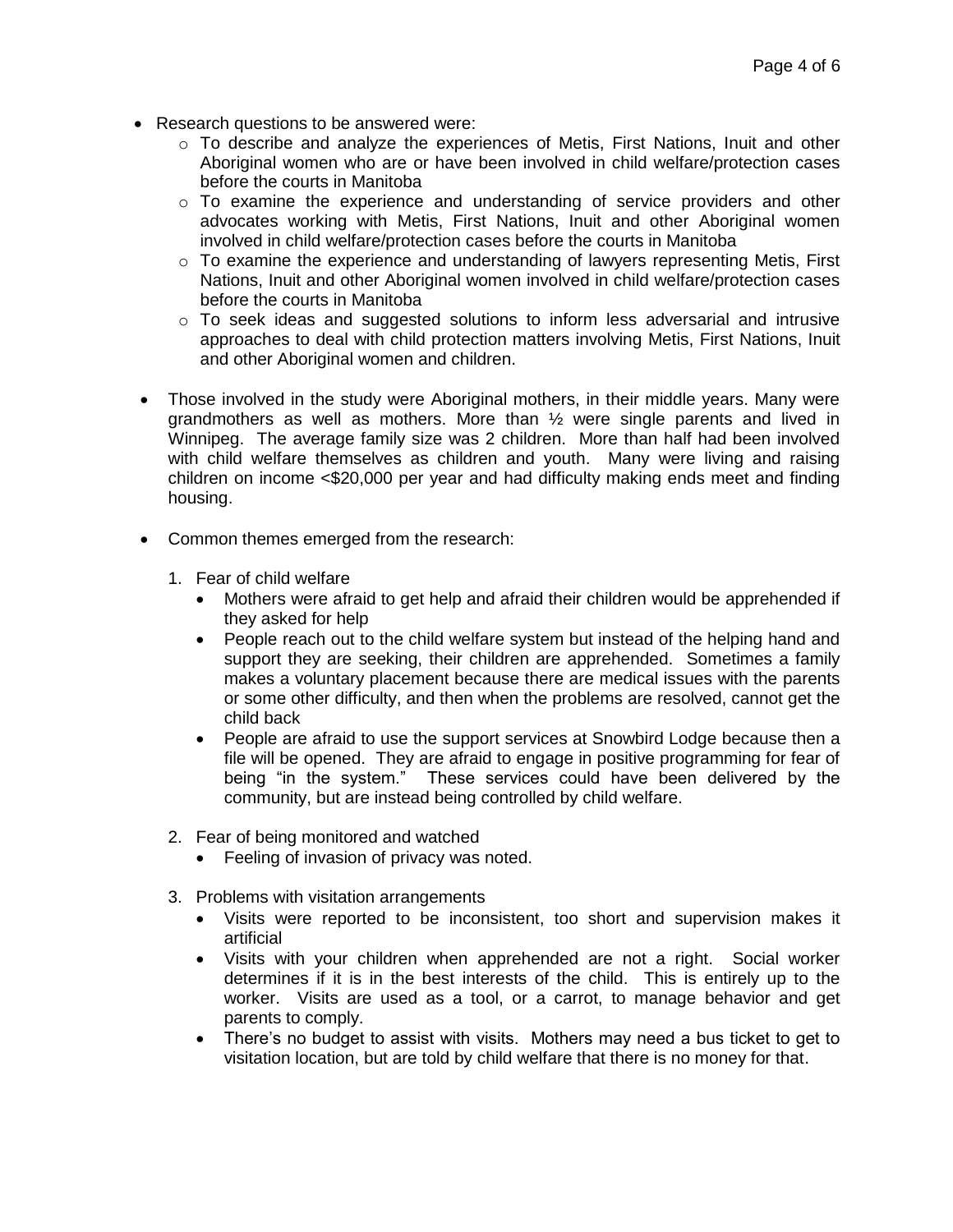- Research questions to be answered were:
    - To describe and analyze the experiences of Metis, First Nations, Inuit and other Aboriginal women who are or have been involved in child welfare/protection cases before the courts in Manitoba
    - To examine the experience and understanding of service providers and other advocates working with Metis, First Nations, Inuit and other Aboriginal women involved in child welfare/protection cases before the courts in Manitoba
    - To examine the experience and understanding of lawyers representing Metis, First Nations, Inuit and other Aboriginal women involved in child welfare/protection cases before the courts in Manitoba
    - To seek ideas and suggested solutions to inform less adversarial and intrusive approaches to deal with child protection matters involving Metis, First Nations, Inuit and other Aboriginal women and children.

- Those involved in the study were Aboriginal mothers, in their middle years. Many were grandmothers as well as mothers. More than ½ were single parents and lived in Winnipeg. The average family size was 2 children. More than half had been involved with child welfare themselves as children and youth. Many were living and raising children on income <$20,000 per year and had difficulty making ends meet and finding housing.

- Common themes emerged from the research:

    1. Fear of child welfare
        - Mothers were afraid to get help and afraid their children would be apprehended if they asked for help
        - People reach out to the child welfare system but instead of the helping hand and support they are seeking, their children are apprehended. Sometimes a family makes a voluntary placement because there are medical issues with the parents or some other difficulty, and then when the problems are resolved, cannot get the child back
        - People are afraid to use the support services at Snowbird Lodge because then a file will be opened. They are afraid to engage in positive programming for fear of being "in the system." These services could have been delivered by the community, but are instead being controlled by child welfare.

    2. Fear of being monitored and watched
        - Feeling of invasion of privacy was noted.

    3. Problems with visitation arrangements
        - Visits were reported to be inconsistent, too short and supervision makes it artificial
        - Visits with your children when apprehended are not a right. Social worker determines if it is in the best interests of the child. This is entirely up to the worker. Visits are used as a tool, or a carrot, to manage behavior and get parents to comply.
        - There's no budget to assist with visits. Mothers may need a bus ticket to get to visitation location, but are told by child welfare that there is no money for that.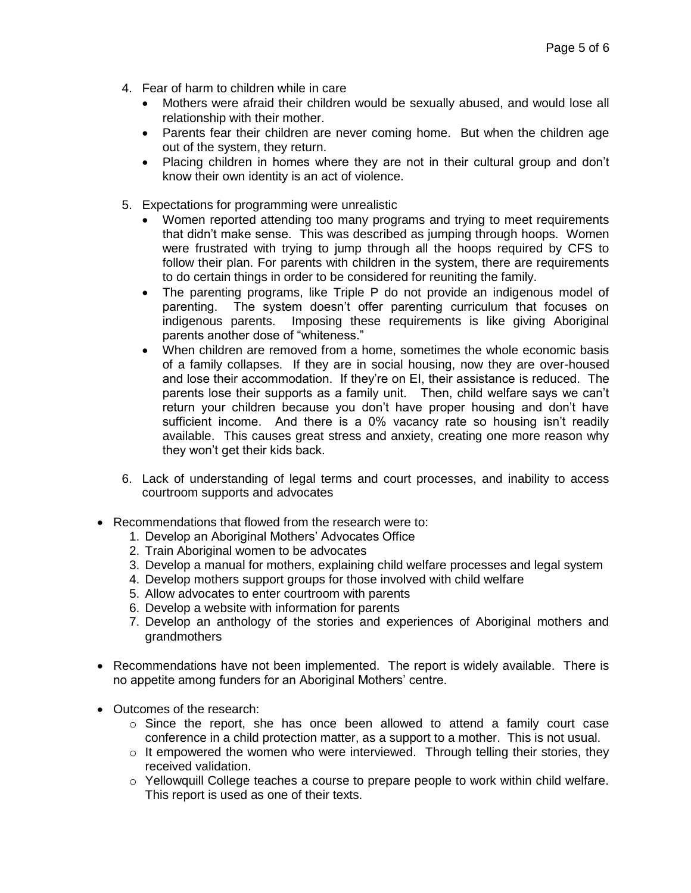4. Fear of harm to children while in care
   - Mothers were afraid their children would be sexually abused, and would lose all relationship with their mother.
   - Parents fear their children are never coming home. But when the children age out of the system, they return.
   - Placing children in homes where they are not in their cultural group and don't know their own identity is an act of violence.

5. Expectations for programming were unrealistic
   - Women reported attending too many programs and trying to meet requirements that didn't make sense. This was described as jumping through hoops. Women were frustrated with trying to jump through all the hoops required by CFS to follow their plan. For parents with children in the system, there are requirements to do certain things in order to be considered for reuniting the family.
   - The parenting programs, like Triple P do not provide an indigenous model of parenting. The system doesn't offer parenting curriculum that focuses on indigenous parents. Imposing these requirements is like giving Aboriginal parents another dose of "whiteness."
   - When children are removed from a home, sometimes the whole economic basis of a family collapses. If they are in social housing, now they are over-housed and lose their accommodation. If they're on EI, their assistance is reduced. The parents lose their supports as a family unit. Then, child welfare says we can't return your children because you don't have proper housing and don't have sufficient income. And there is a 0% vacancy rate so housing isn't readily available. This causes great stress and anxiety, creating one more reason why they won't get their kids back.

6. Lack of understanding of legal terms and court processes, and inability to access courtroom supports and advocates

- Recommendations that flowed from the research were to:
  1. Develop an Aboriginal Mothers' Advocates Office
  2. Train Aboriginal women to be advocates
  3. Develop a manual for mothers, explaining child welfare processes and legal system
  4. Develop mothers support groups for those involved with child welfare
  5. Allow advocates to enter courtroom with parents
  6. Develop a website with information for parents
  7. Develop an anthology of the stories and experiences of Aboriginal mothers and grandmothers

- Recommendations have not been implemented. The report is widely available. There is no appetite among funders for an Aboriginal Mothers' centre.

- Outcomes of the research:
  - Since the report, she has once been allowed to attend a family court case conference in a child protection matter, as a support to a mother. This is not usual.
  - It empowered the women who were interviewed. Through telling their stories, they received validation.
  - Yellowquill College teaches a course to prepare people to work within child welfare. This report is used as one of their texts.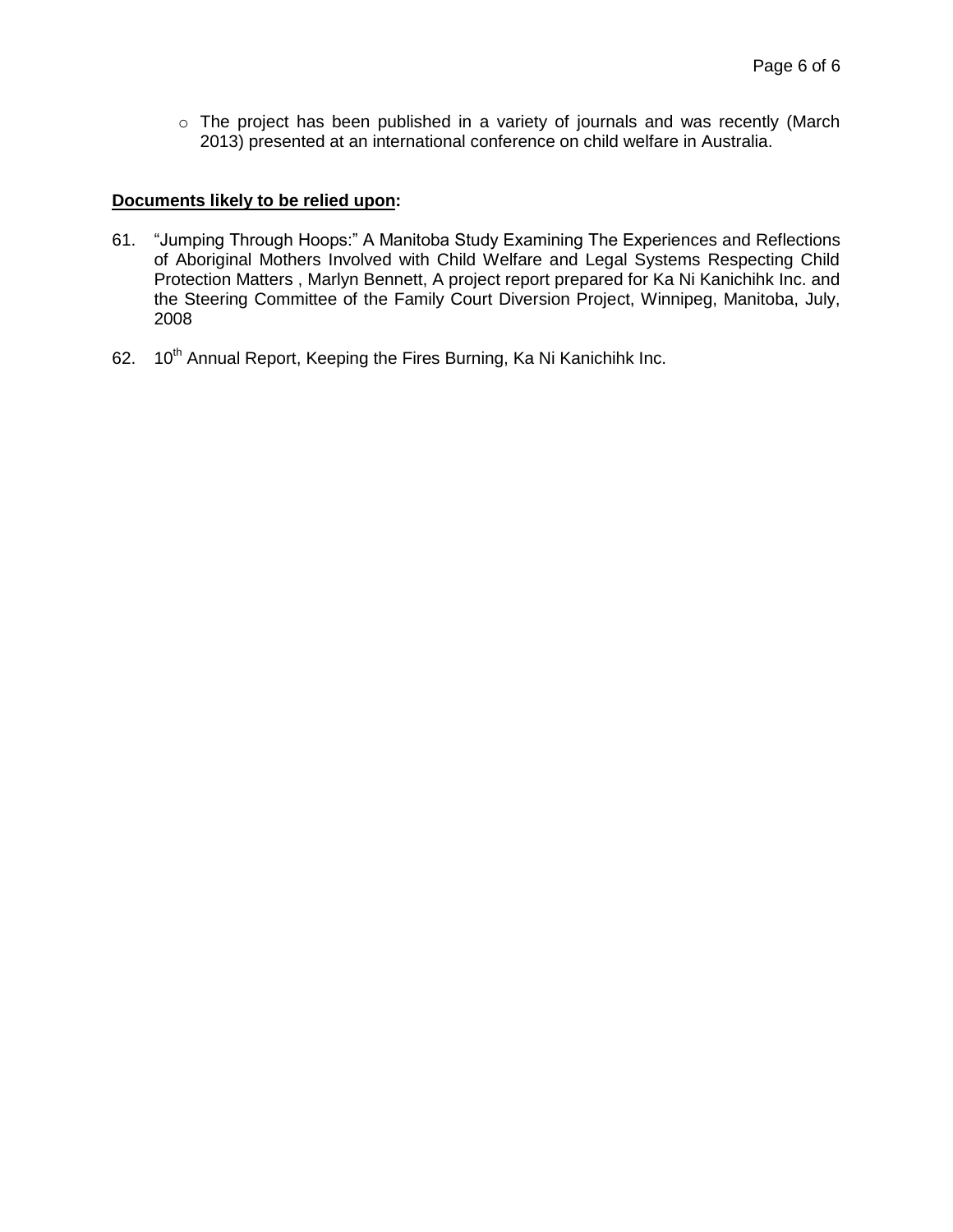- The project has been published in a variety of journals and was recently (March 2013) presented at an international conference on child welfare in Australia.

**Documents likely to be relied upon:**

61. "Jumping Through Hoops:" A Manitoba Study Examining The Experiences and Reflections of Aboriginal Mothers Involved with Child Welfare and Legal Systems Respecting Child Protection Matters , Marlyn Bennett, A project report prepared for Ka Ni Kanichihk Inc. and the Steering Committee of the Family Court Diversion Project, Winnipeg, Manitoba, July, 2008

62. 10th Annual Report, Keeping the Fires Burning, Ka Ni Kanichihk Inc.